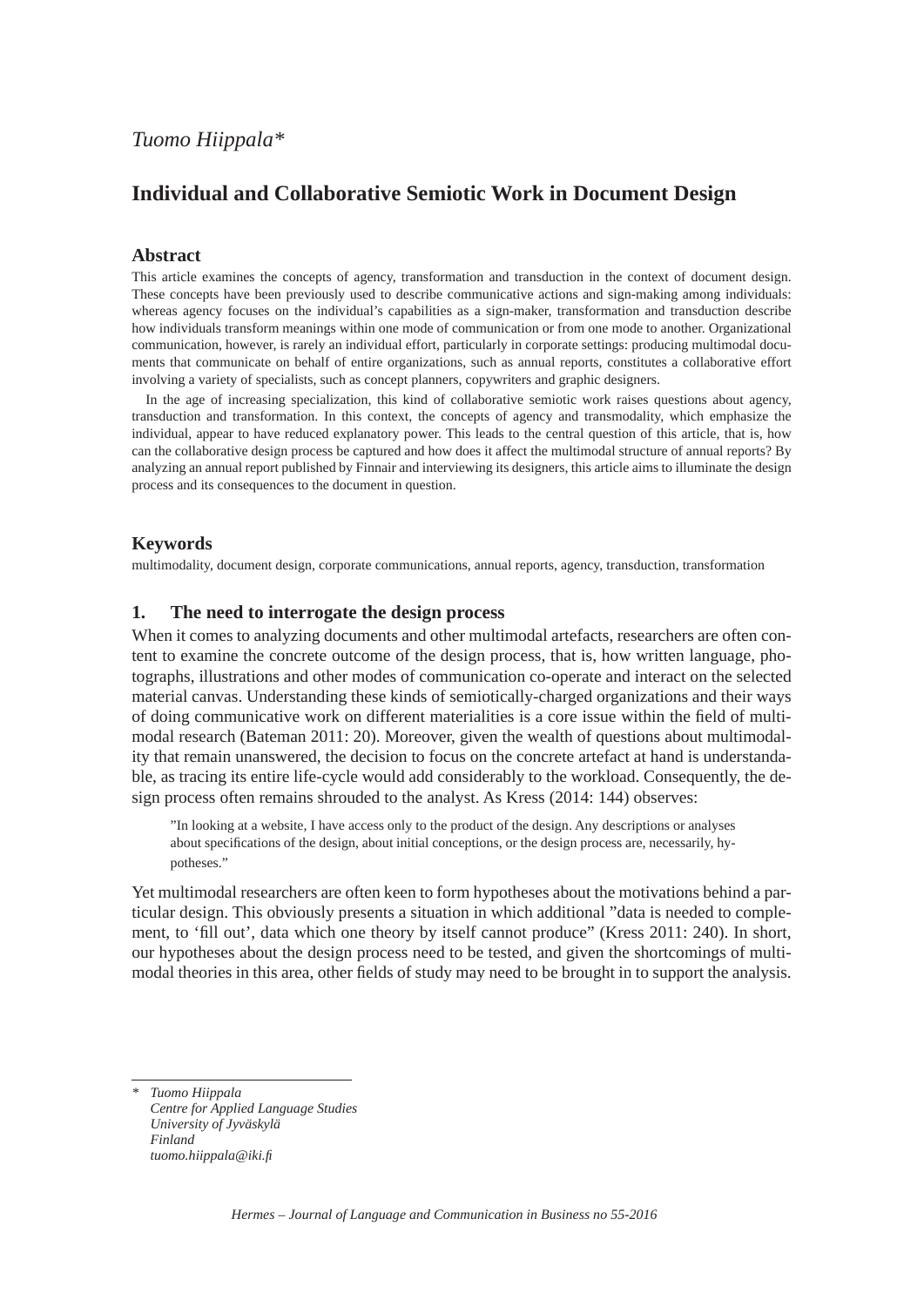*Tuomo Hiippala**

# Individual and Collaborative Semiotic Work in Document Design

## Abstract

This article examines the concepts of agency, transformation and transduction in the context of document design. These concepts have been previously used to describe communicative actions and sign-making among individuals: whereas agency focuses on the individual's capabilities as a sign-maker, transformation and transduction describe how individuals transform meanings within one mode of communication or from one mode to another. Organizational communication, however, is rarely an individual effort, particularly in corporate settings: producing multimodal documents that communicate on behalf of entire organizations, such as annual reports, constitutes a collaborative effort involving a variety of specialists, such as concept planners, copywriters and graphic designers.

In the age of increasing specialization, this kind of collaborative semiotic work raises questions about agency, transduction and transformation. In this context, the concepts of agency and transmodality, which emphasize the individual, appear to have reduced explanatory power. This leads to the central question of this article, that is, how can the collaborative design process be captured and how does it affect the multimodal structure of annual reports? By analyzing an annual report published by Finnair and interviewing its designers, this article aims to illuminate the design process and its consequences to the document in question.

## Keywords

multimodality, document design, corporate communications, annual reports, agency, transduction, transformation

## 1. The need to interrogate the design process

When it comes to analyzing documents and other multimodal artefacts, researchers are often content to examine the concrete outcome of the design process, that is, how written language, photographs, illustrations and other modes of communication co-operate and interact on the selected material canvas. Understanding these kinds of semiotically-charged organizations and their ways of doing communicative work on different materialities is a core issue within the field of multimodal research (Bateman 2011: 20). Moreover, given the wealth of questions about multimodality that remain unanswered, the decision to focus on the concrete artefact at hand is understandable, as tracing its entire life-cycle would add considerably to the workload. Consequently, the design process often remains shrouded to the analyst. As Kress (2014: 144) observes:

> "In looking at a website, I have access only to the product of the design. Any descriptions or analyses about specifications of the design, about initial conceptions, or the design process are, necessarily, hypotheses."

Yet multimodal researchers are often keen to form hypotheses about the motivations behind a particular design. This obviously presents a situation in which additional "data is needed to complement, to 'fill out', data which one theory by itself cannot produce" (Kress 2011: 240). In short, our hypotheses about the design process need to be tested, and given the shortcomings of multimodal theories in this area, other fields of study may need to be brought in to support the analysis.

\* *Tuomo Hiippala*
*Centre for Applied Language Studies*
*University of Jyväskylä*
*Finland*
*tuomo.hiippala@iki.fi*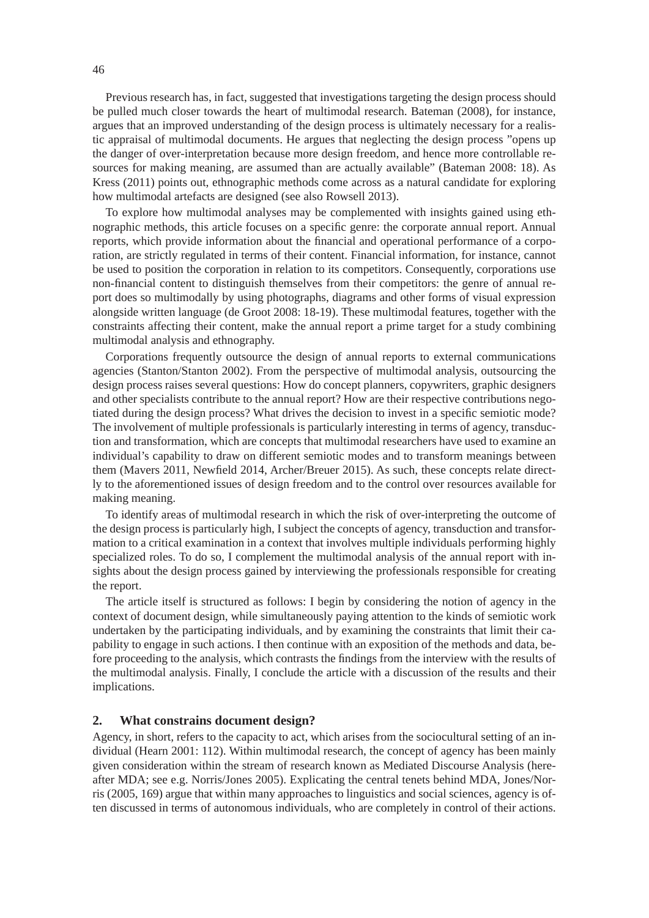Previous research has, in fact, suggested that investigations targeting the design process should be pulled much closer towards the heart of multimodal research. Bateman (2008), for instance, argues that an improved understanding of the design process is ultimately necessary for a realistic appraisal of multimodal documents. He argues that neglecting the design process "opens up the danger of over-interpretation because more design freedom, and hence more controllable resources for making meaning, are assumed than are actually available" (Bateman 2008: 18). As Kress (2011) points out, ethnographic methods come across as a natural candidate for exploring how multimodal artefacts are designed (see also Rowsell 2013).

To explore how multimodal analyses may be complemented with insights gained using ethnographic methods, this article focuses on a specific genre: the corporate annual report. Annual reports, which provide information about the financial and operational performance of a corporation, are strictly regulated in terms of their content. Financial information, for instance, cannot be used to position the corporation in relation to its competitors. Consequently, corporations use non-financial content to distinguish themselves from their competitors: the genre of annual report does so multimodally by using photographs, diagrams and other forms of visual expression alongside written language (de Groot 2008: 18-19). These multimodal features, together with the constraints affecting their content, make the annual report a prime target for a study combining multimodal analysis and ethnography.

Corporations frequently outsource the design of annual reports to external communications agencies (Stanton/Stanton 2002). From the perspective of multimodal analysis, outsourcing the design process raises several questions: How do concept planners, copywriters, graphic designers and other specialists contribute to the annual report? How are their respective contributions negotiated during the design process? What drives the decision to invest in a specific semiotic mode? The involvement of multiple professionals is particularly interesting in terms of agency, transduction and transformation, which are concepts that multimodal researchers have used to examine an individual's capability to draw on different semiotic modes and to transform meanings between them (Mavers 2011, Newfield 2014, Archer/Breuer 2015). As such, these concepts relate directly to the aforementioned issues of design freedom and to the control over resources available for making meaning.

To identify areas of multimodal research in which the risk of over-interpreting the outcome of the design process is particularly high, I subject the concepts of agency, transduction and transformation to a critical examination in a context that involves multiple individuals performing highly specialized roles. To do so, I complement the multimodal analysis of the annual report with insights about the design process gained by interviewing the professionals responsible for creating the report.

The article itself is structured as follows: I begin by considering the notion of agency in the context of document design, while simultaneously paying attention to the kinds of semiotic work undertaken by the participating individuals, and by examining the constraints that limit their capability to engage in such actions. I then continue with an exposition of the methods and data, before proceeding to the analysis, which contrasts the findings from the interview with the results of the multimodal analysis. Finally, I conclude the article with a discussion of the results and their implications.

## 2. What constrains document design?

Agency, in short, refers to the capacity to act, which arises from the sociocultural setting of an individual (Hearn 2001: 112). Within multimodal research, the concept of agency has been mainly given consideration within the stream of research known as Mediated Discourse Analysis (hereafter MDA; see e.g. Norris/Jones 2005). Explicating the central tenets behind MDA, Jones/Norris (2005, 169) argue that within many approaches to linguistics and social sciences, agency is often discussed in terms of autonomous individuals, who are completely in control of their actions.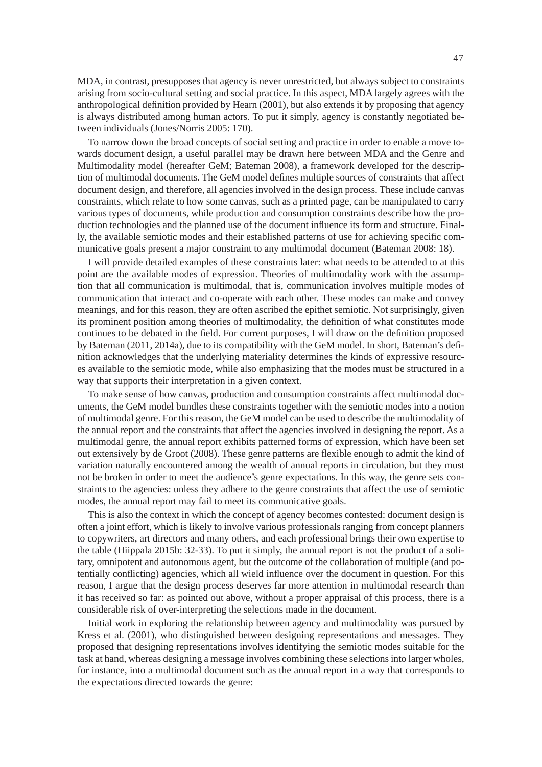MDA, in contrast, presupposes that agency is never unrestricted, but always subject to constraints arising from socio-cultural setting and social practice. In this aspect, MDA largely agrees with the anthropological definition provided by Hearn (2001), but also extends it by proposing that agency is always distributed among human actors. To put it simply, agency is constantly negotiated between individuals (Jones/Norris 2005: 170).

To narrow down the broad concepts of social setting and practice in order to enable a move towards document design, a useful parallel may be drawn here between MDA and the Genre and Multimodality model (hereafter GeM; Bateman 2008), a framework developed for the description of multimodal documents. The GeM model defines multiple sources of constraints that affect document design, and therefore, all agencies involved in the design process. These include canvas constraints, which relate to how some canvas, such as a printed page, can be manipulated to carry various types of documents, while production and consumption constraints describe how the production technologies and the planned use of the document influence its form and structure. Finally, the available semiotic modes and their established patterns of use for achieving specific communicative goals present a major constraint to any multimodal document (Bateman 2008: 18).

I will provide detailed examples of these constraints later: what needs to be attended to at this point are the available modes of expression. Theories of multimodality work with the assumption that all communication is multimodal, that is, communication involves multiple modes of communication that interact and co-operate with each other. These modes can make and convey meanings, and for this reason, they are often ascribed the epithet semiotic. Not surprisingly, given its prominent position among theories of multimodality, the definition of what constitutes mode continues to be debated in the field. For current purposes, I will draw on the definition proposed by Bateman (2011, 2014a), due to its compatibility with the GeM model. In short, Bateman's definition acknowledges that the underlying materiality determines the kinds of expressive resources available to the semiotic mode, while also emphasizing that the modes must be structured in a way that supports their interpretation in a given context.

To make sense of how canvas, production and consumption constraints affect multimodal documents, the GeM model bundles these constraints together with the semiotic modes into a notion of multimodal genre. For this reason, the GeM model can be used to describe the multimodality of the annual report and the constraints that affect the agencies involved in designing the report. As a multimodal genre, the annual report exhibits patterned forms of expression, which have been set out extensively by de Groot (2008). These genre patterns are flexible enough to admit the kind of variation naturally encountered among the wealth of annual reports in circulation, but they must not be broken in order to meet the audience's genre expectations. In this way, the genre sets constraints to the agencies: unless they adhere to the genre constraints that affect the use of semiotic modes, the annual report may fail to meet its communicative goals.

This is also the context in which the concept of agency becomes contested: document design is often a joint effort, which is likely to involve various professionals ranging from concept planners to copywriters, art directors and many others, and each professional brings their own expertise to the table (Hiippala 2015b: 32-33). To put it simply, the annual report is not the product of a solitary, omnipotent and autonomous agent, but the outcome of the collaboration of multiple (and potentially conflicting) agencies, which all wield influence over the document in question. For this reason, I argue that the design process deserves far more attention in multimodal research than it has received so far: as pointed out above, without a proper appraisal of this process, there is a considerable risk of over-interpreting the selections made in the document.

Initial work in exploring the relationship between agency and multimodality was pursued by Kress et al. (2001), who distinguished between designing representations and messages. They proposed that designing representations involves identifying the semiotic modes suitable for the task at hand, whereas designing a message involves combining these selections into larger wholes, for instance, into a multimodal document such as the annual report in a way that corresponds to the expectations directed towards the genre: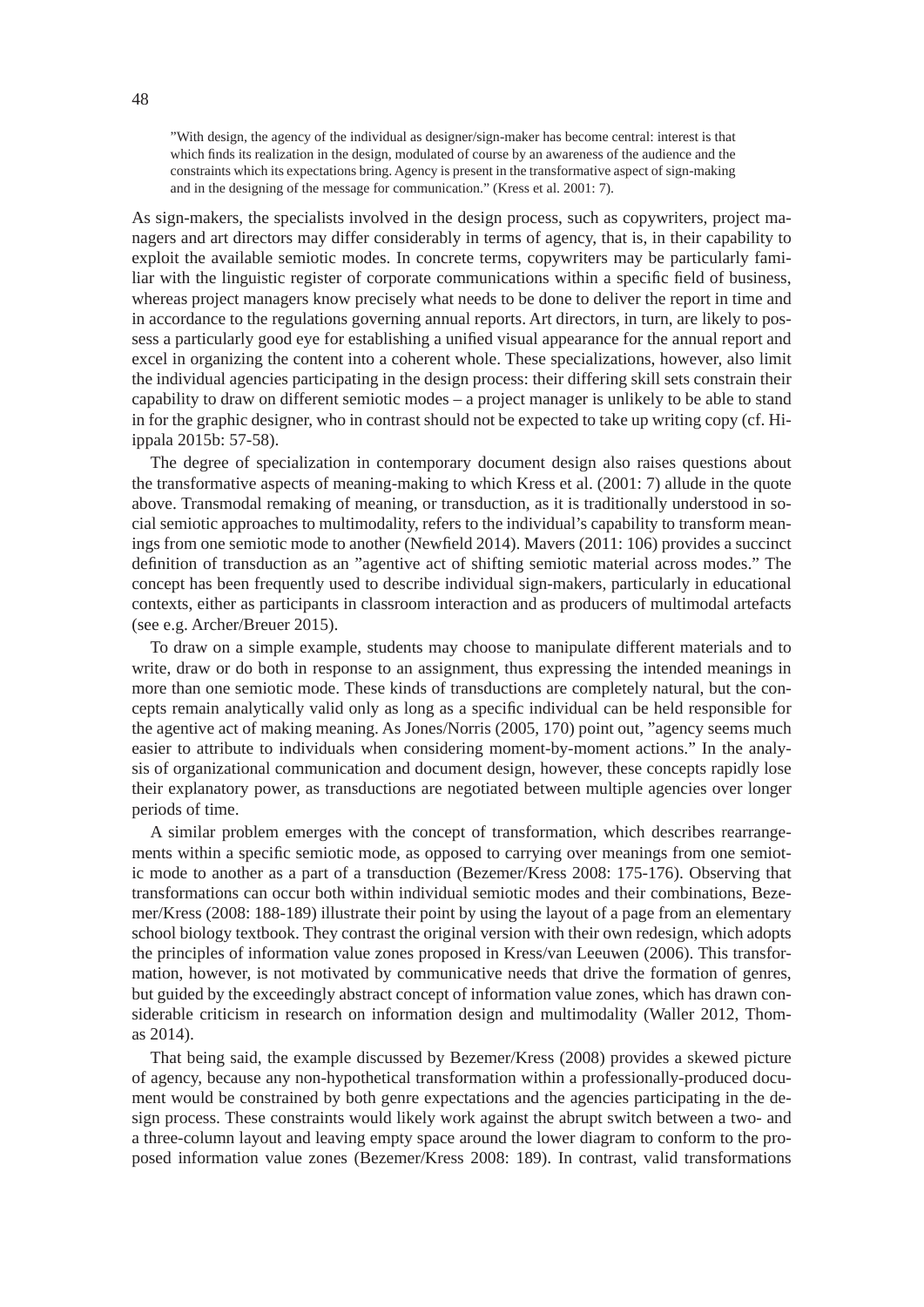> "With design, the agency of the individual as designer/sign-maker has become central: interest is that which finds its realization in the design, modulated of course by an awareness of the audience and the constraints which its expectations bring. Agency is present in the transformative aspect of sign-making and in the designing of the message for communication." (Kress et al. 2001: 7).

As sign-makers, the specialists involved in the design process, such as copywriters, project managers and art directors may differ considerably in terms of agency, that is, in their capability to exploit the available semiotic modes. In concrete terms, copywriters may be particularly familiar with the linguistic register of corporate communications within a specific field of business, whereas project managers know precisely what needs to be done to deliver the report in time and in accordance to the regulations governing annual reports. Art directors, in turn, are likely to possess a particularly good eye for establishing a unified visual appearance for the annual report and excel in organizing the content into a coherent whole. These specializations, however, also limit the individual agencies participating in the design process: their differing skill sets constrain their capability to draw on different semiotic modes – a project manager is unlikely to be able to stand in for the graphic designer, who in contrast should not be expected to take up writing copy (cf. Hiippala 2015b: 57-58).

The degree of specialization in contemporary document design also raises questions about the transformative aspects of meaning-making to which Kress et al. (2001: 7) allude in the quote above. Transmodal remaking of meaning, or transduction, as it is traditionally understood in social semiotic approaches to multimodality, refers to the individual's capability to transform meanings from one semiotic mode to another (Newfield 2014). Mavers (2011: 106) provides a succinct definition of transduction as an "agentive act of shifting semiotic material across modes." The concept has been frequently used to describe individual sign-makers, particularly in educational contexts, either as participants in classroom interaction and as producers of multimodal artefacts (see e.g. Archer/Breuer 2015).

To draw on a simple example, students may choose to manipulate different materials and to write, draw or do both in response to an assignment, thus expressing the intended meanings in more than one semiotic mode. These kinds of transductions are completely natural, but the concepts remain analytically valid only as long as a specific individual can be held responsible for the agentive act of making meaning. As Jones/Norris (2005, 170) point out, "agency seems much easier to attribute to individuals when considering moment-by-moment actions." In the analysis of organizational communication and document design, however, these concepts rapidly lose their explanatory power, as transductions are negotiated between multiple agencies over longer periods of time.

A similar problem emerges with the concept of transformation, which describes rearrangements within a specific semiotic mode, as opposed to carrying over meanings from one semiotic mode to another as a part of a transduction (Bezemer/Kress 2008: 175-176). Observing that transformations can occur both within individual semiotic modes and their combinations, Bezemer/Kress (2008: 188-189) illustrate their point by using the layout of a page from an elementary school biology textbook. They contrast the original version with their own redesign, which adopts the principles of information value zones proposed in Kress/van Leeuwen (2006). This transformation, however, is not motivated by communicative needs that drive the formation of genres, but guided by the exceedingly abstract concept of information value zones, which has drawn considerable criticism in research on information design and multimodality (Waller 2012, Thomas 2014).

That being said, the example discussed by Bezemer/Kress (2008) provides a skewed picture of agency, because any non-hypothetical transformation within a professionally-produced document would be constrained by both genre expectations and the agencies participating in the design process. These constraints would likely work against the abrupt switch between a two- and a three-column layout and leaving empty space around the lower diagram to conform to the proposed information value zones (Bezemer/Kress 2008: 189). In contrast, valid transformations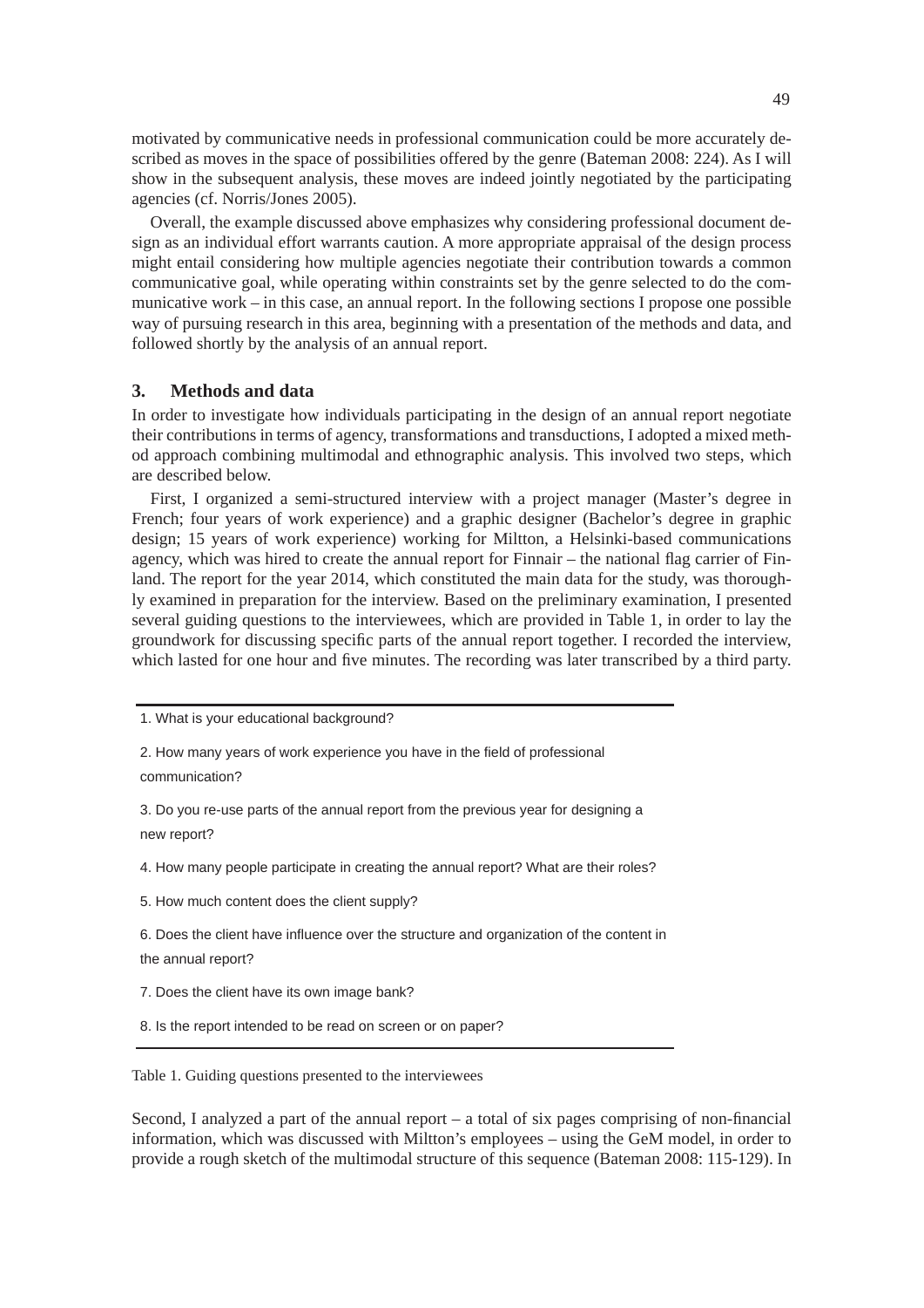motivated by communicative needs in professional communication could be more accurately described as moves in the space of possibilities offered by the genre (Bateman 2008: 224). As I will show in the subsequent analysis, these moves are indeed jointly negotiated by the participating agencies (cf. Norris/Jones 2005).

Overall, the example discussed above emphasizes why considering professional document design as an individual effort warrants caution. A more appropriate appraisal of the design process might entail considering how multiple agencies negotiate their contribution towards a common communicative goal, while operating within constraints set by the genre selected to do the communicative work – in this case, an annual report. In the following sections I propose one possible way of pursuing research in this area, beginning with a presentation of the methods and data, and followed shortly by the analysis of an annual report.

## 3. Methods and data

In order to investigate how individuals participating in the design of an annual report negotiate their contributions in terms of agency, transformations and transductions, I adopted a mixed method approach combining multimodal and ethnographic analysis. This involved two steps, which are described below.

First, I organized a semi-structured interview with a project manager (Master's degree in French; four years of work experience) and a graphic designer (Bachelor's degree in graphic design; 15 years of work experience) working for Miltton, a Helsinki-based communications agency, which was hired to create the annual report for Finnair – the national flag carrier of Finland. The report for the year 2014, which constituted the main data for the study, was thoroughly examined in preparation for the interview. Based on the preliminary examination, I presented several guiding questions to the interviewees, which are provided in Table 1, in order to lay the groundwork for discussing specific parts of the annual report together. I recorded the interview, which lasted for one hour and five minutes. The recording was later transcribed by a third party.

| |
|---|
| 1. What is your educational background? |
| 2. How many years of work experience you have in the field of professional communication? |
| 3. Do you re-use parts of the annual report from the previous year for designing a new report? |
| 4. How many people participate in creating the annual report? What are their roles? |
| 5. How much content does the client supply? |
| 6. Does the client have influence over the structure and organization of the content in the annual report? |
| 7. Does the client have its own image bank? |
| 8. Is the report intended to be read on screen or on paper? |

Table 1. Guiding questions presented to the interviewees

Second, I analyzed a part of the annual report – a total of six pages comprising of non-financial information, which was discussed with Miltton's employees – using the GeM model, in order to provide a rough sketch of the multimodal structure of this sequence (Bateman 2008: 115-129). In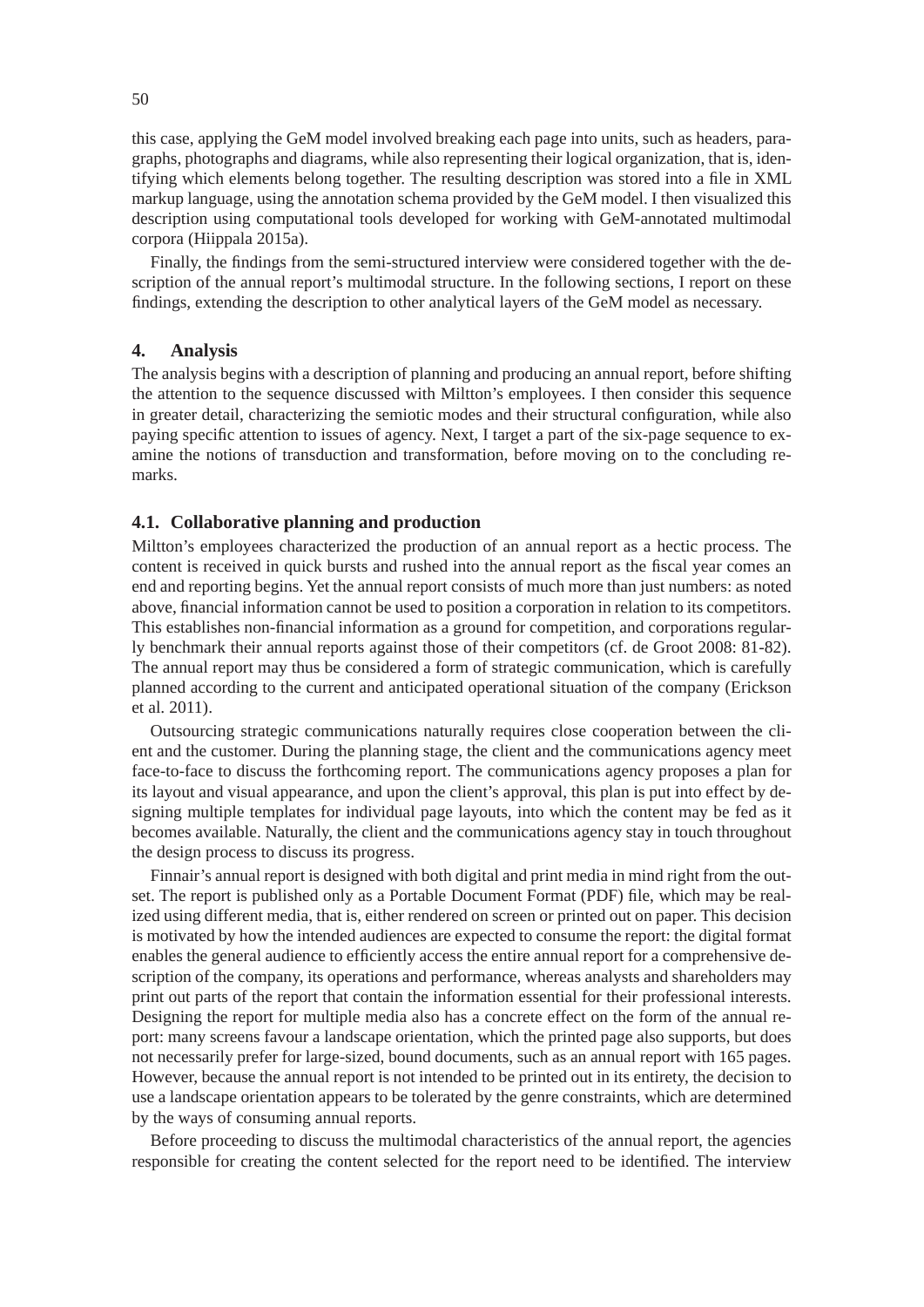this case, applying the GeM model involved breaking each page into units, such as headers, paragraphs, photographs and diagrams, while also representing their logical organization, that is, identifying which elements belong together. The resulting description was stored into a file in XML markup language, using the annotation schema provided by the GeM model. I then visualized this description using computational tools developed for working with GeM-annotated multimodal corpora (Hiippala 2015a).

Finally, the findings from the semi-structured interview were considered together with the description of the annual report's multimodal structure. In the following sections, I report on these findings, extending the description to other analytical layers of the GeM model as necessary.

## 4. Analysis

The analysis begins with a description of planning and producing an annual report, before shifting the attention to the sequence discussed with Miltton's employees. I then consider this sequence in greater detail, characterizing the semiotic modes and their structural configuration, while also paying specific attention to issues of agency. Next, I target a part of the six-page sequence to examine the notions of transduction and transformation, before moving on to the concluding remarks.

### 4.1. Collaborative planning and production

Miltton's employees characterized the production of an annual report as a hectic process. The content is received in quick bursts and rushed into the annual report as the fiscal year comes an end and reporting begins. Yet the annual report consists of much more than just numbers: as noted above, financial information cannot be used to position a corporation in relation to its competitors. This establishes non-financial information as a ground for competition, and corporations regularly benchmark their annual reports against those of their competitors (cf. de Groot 2008: 81-82). The annual report may thus be considered a form of strategic communication, which is carefully planned according to the current and anticipated operational situation of the company (Erickson et al. 2011).

Outsourcing strategic communications naturally requires close cooperation between the client and the customer. During the planning stage, the client and the communications agency meet face-to-face to discuss the forthcoming report. The communications agency proposes a plan for its layout and visual appearance, and upon the client's approval, this plan is put into effect by designing multiple templates for individual page layouts, into which the content may be fed as it becomes available. Naturally, the client and the communications agency stay in touch throughout the design process to discuss its progress.

Finnair's annual report is designed with both digital and print media in mind right from the outset. The report is published only as a Portable Document Format (PDF) file, which may be realized using different media, that is, either rendered on screen or printed out on paper. This decision is motivated by how the intended audiences are expected to consume the report: the digital format enables the general audience to efficiently access the entire annual report for a comprehensive description of the company, its operations and performance, whereas analysts and shareholders may print out parts of the report that contain the information essential for their professional interests. Designing the report for multiple media also has a concrete effect on the form of the annual report: many screens favour a landscape orientation, which the printed page also supports, but does not necessarily prefer for large-sized, bound documents, such as an annual report with 165 pages. However, because the annual report is not intended to be printed out in its entirety, the decision to use a landscape orientation appears to be tolerated by the genre constraints, which are determined by the ways of consuming annual reports.

Before proceeding to discuss the multimodal characteristics of the annual report, the agencies responsible for creating the content selected for the report need to be identified. The interview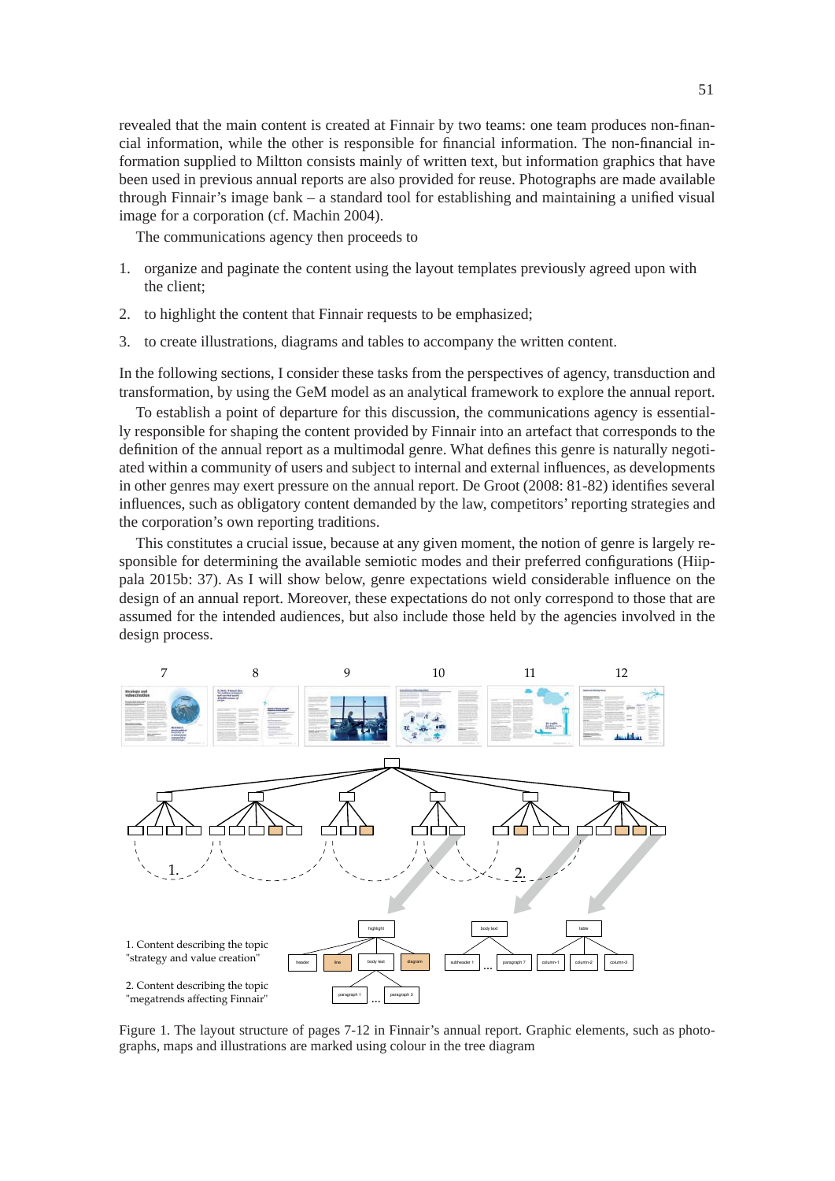revealed that the main content is created at Finnair by two teams: one team produces non-financial information, while the other is responsible for financial information. The non-financial information supplied to Miltton consists mainly of written text, but information graphics that have been used in previous annual reports are also provided for reuse. Photographs are made available through Finnair's image bank – a standard tool for establishing and maintaining a unified visual image for a corporation (cf. Machin 2004).

The communications agency then proceeds to

1. organize and paginate the content using the layout templates previously agreed upon with the client;
2. to highlight the content that Finnair requests to be emphasized;
3. to create illustrations, diagrams and tables to accompany the written content.

In the following sections, I consider these tasks from the perspectives of agency, transduction and transformation, by using the GeM model as an analytical framework to explore the annual report.

To establish a point of departure for this discussion, the communications agency is essentially responsible for shaping the content provided by Finnair into an artefact that corresponds to the definition of the annual report as a multimodal genre. What defines this genre is naturally negotiated within a community of users and subject to internal and external influences, as developments in other genres may exert pressure on the annual report. De Groot (2008: 81-82) identifies several influences, such as obligatory content demanded by the law, competitors' reporting strategies and the corporation's own reporting traditions.

This constitutes a crucial issue, because at any given moment, the notion of genre is largely responsible for determining the available semiotic modes and their preferred configurations (Hiippala 2015b: 37). As I will show below, genre expectations wield considerable influence on the design of an annual report. Moreover, these expectations do not only correspond to those that are assumed for the intended audiences, but also include those held by the agencies involved in the design process.

1. Content describing the topic "strategy and value creation"

2. Content describing the topic "megatrends affecting Finnair"

Figure 1. The layout structure of pages 7-12 in Finnair's annual report. Graphic elements, such as photographs, maps and illustrations are marked using colour in the tree diagram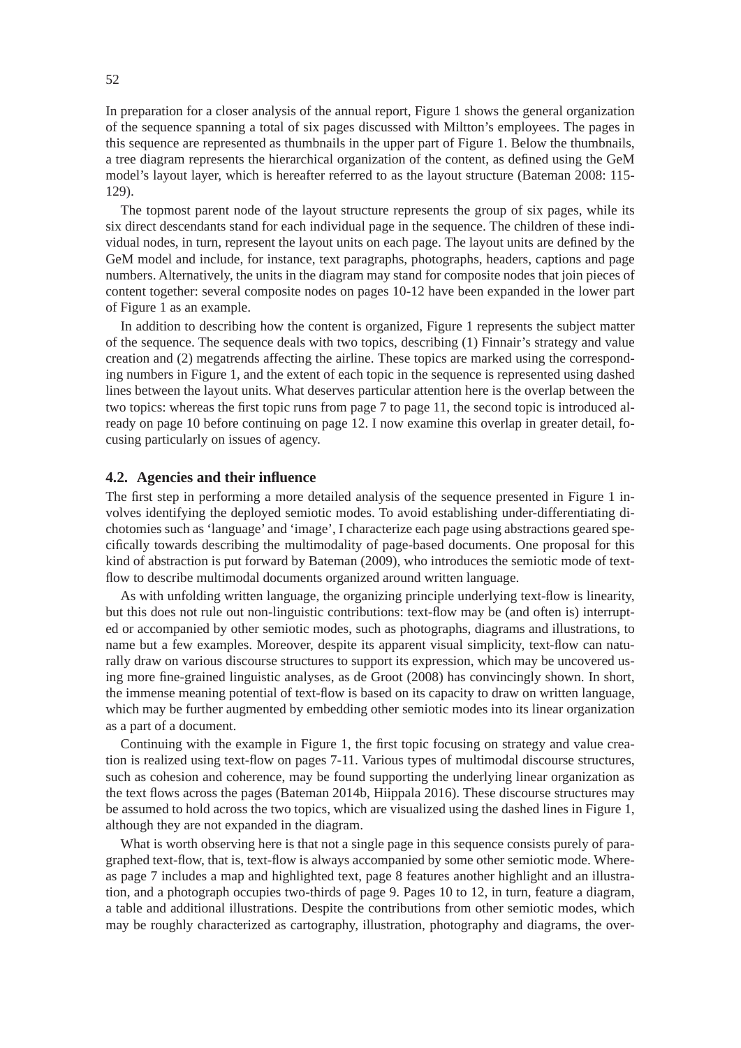In preparation for a closer analysis of the annual report, Figure 1 shows the general organization of the sequence spanning a total of six pages discussed with Miltton's employees. The pages in this sequence are represented as thumbnails in the upper part of Figure 1. Below the thumbnails, a tree diagram represents the hierarchical organization of the content, as defined using the GeM model's layout layer, which is hereafter referred to as the layout structure (Bateman 2008: 115-129).

The topmost parent node of the layout structure represents the group of six pages, while its six direct descendants stand for each individual page in the sequence. The children of these individual nodes, in turn, represent the layout units on each page. The layout units are defined by the GeM model and include, for instance, text paragraphs, photographs, headers, captions and page numbers. Alternatively, the units in the diagram may stand for composite nodes that join pieces of content together: several composite nodes on pages 10-12 have been expanded in the lower part of Figure 1 as an example.

In addition to describing how the content is organized, Figure 1 represents the subject matter of the sequence. The sequence deals with two topics, describing (1) Finnair's strategy and value creation and (2) megatrends affecting the airline. These topics are marked using the corresponding numbers in Figure 1, and the extent of each topic in the sequence is represented using dashed lines between the layout units. What deserves particular attention here is the overlap between the two topics: whereas the first topic runs from page 7 to page 11, the second topic is introduced already on page 10 before continuing on page 12. I now examine this overlap in greater detail, focusing particularly on issues of agency.

### 4.2. Agencies and their influence

The first step in performing a more detailed analysis of the sequence presented in Figure 1 involves identifying the deployed semiotic modes. To avoid establishing under-differentiating dichotomies such as 'language' and 'image', I characterize each page using abstractions geared specifically towards describing the multimodality of page-based documents. One proposal for this kind of abstraction is put forward by Bateman (2009), who introduces the semiotic mode of text-flow to describe multimodal documents organized around written language.

As with unfolding written language, the organizing principle underlying text-flow is linearity, but this does not rule out non-linguistic contributions: text-flow may be (and often is) interrupted or accompanied by other semiotic modes, such as photographs, diagrams and illustrations, to name but a few examples. Moreover, despite its apparent visual simplicity, text-flow can naturally draw on various discourse structures to support its expression, which may be uncovered using more fine-grained linguistic analyses, as de Groot (2008) has convincingly shown. In short, the immense meaning potential of text-flow is based on its capacity to draw on written language, which may be further augmented by embedding other semiotic modes into its linear organization as a part of a document.

Continuing with the example in Figure 1, the first topic focusing on strategy and value creation is realized using text-flow on pages 7-11. Various types of multimodal discourse structures, such as cohesion and coherence, may be found supporting the underlying linear organization as the text flows across the pages (Bateman 2014b, Hiippala 2016). These discourse structures may be assumed to hold across the two topics, which are visualized using the dashed lines in Figure 1, although they are not expanded in the diagram.

What is worth observing here is that not a single page in this sequence consists purely of paragraphed text-flow, that is, text-flow is always accompanied by some other semiotic mode. Whereas page 7 includes a map and highlighted text, page 8 features another highlight and an illustration, and a photograph occupies two-thirds of page 9. Pages 10 to 12, in turn, feature a diagram, a table and additional illustrations. Despite the contributions from other semiotic modes, which may be roughly characterized as cartography, illustration, photography and diagrams, the over-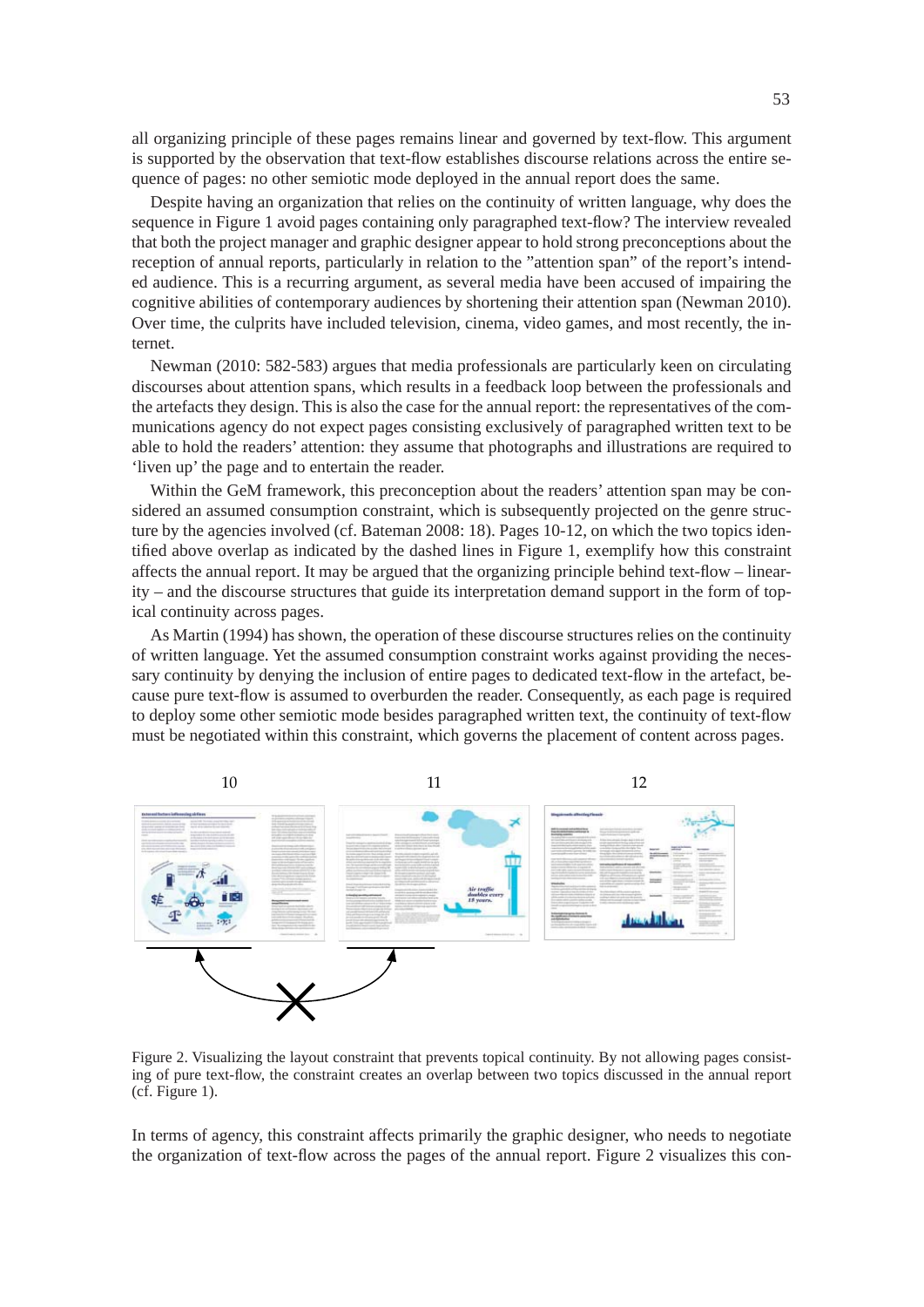all organizing principle of these pages remains linear and governed by text-flow. This argument is supported by the observation that text-flow establishes discourse relations across the entire sequence of pages: no other semiotic mode deployed in the annual report does the same.

Despite having an organization that relies on the continuity of written language, why does the sequence in Figure 1 avoid pages containing only paragraphed text-flow? The interview revealed that both the project manager and graphic designer appear to hold strong preconceptions about the reception of annual reports, particularly in relation to the "attention span" of the report's intended audience. This is a recurring argument, as several media have been accused of impairing the cognitive abilities of contemporary audiences by shortening their attention span (Newman 2010). Over time, the culprits have included television, cinema, video games, and most recently, the internet.

Newman (2010: 582-583) argues that media professionals are particularly keen on circulating discourses about attention spans, which results in a feedback loop between the professionals and the artefacts they design. This is also the case for the annual report: the representatives of the communications agency do not expect pages consisting exclusively of paragraphed written text to be able to hold the readers' attention: they assume that photographs and illustrations are required to 'liven up' the page and to entertain the reader.

Within the GeM framework, this preconception about the readers' attention span may be considered an assumed consumption constraint, which is subsequently projected on the genre structure by the agencies involved (cf. Bateman 2008: 18). Pages 10-12, on which the two topics identified above overlap as indicated by the dashed lines in Figure 1, exemplify how this constraint affects the annual report. It may be argued that the organizing principle behind text-flow – linearity – and the discourse structures that guide its interpretation demand support in the form of topical continuity across pages.

As Martin (1994) has shown, the operation of these discourse structures relies on the continuity of written language. Yet the assumed consumption constraint works against providing the necessary continuity by denying the inclusion of entire pages to dedicated text-flow in the artefact, because pure text-flow is assumed to overburden the reader. Consequently, as each page is required to deploy some other semiotic mode besides paragraphed written text, the continuity of text-flow must be negotiated within this constraint, which governs the placement of content across pages.

Figure 2. Visualizing the layout constraint that prevents topical continuity. By not allowing pages consisting of pure text-flow, the constraint creates an overlap between two topics discussed in the annual report (cf. Figure 1).

In terms of agency, this constraint affects primarily the graphic designer, who needs to negotiate the organization of text-flow across the pages of the annual report. Figure 2 visualizes this con-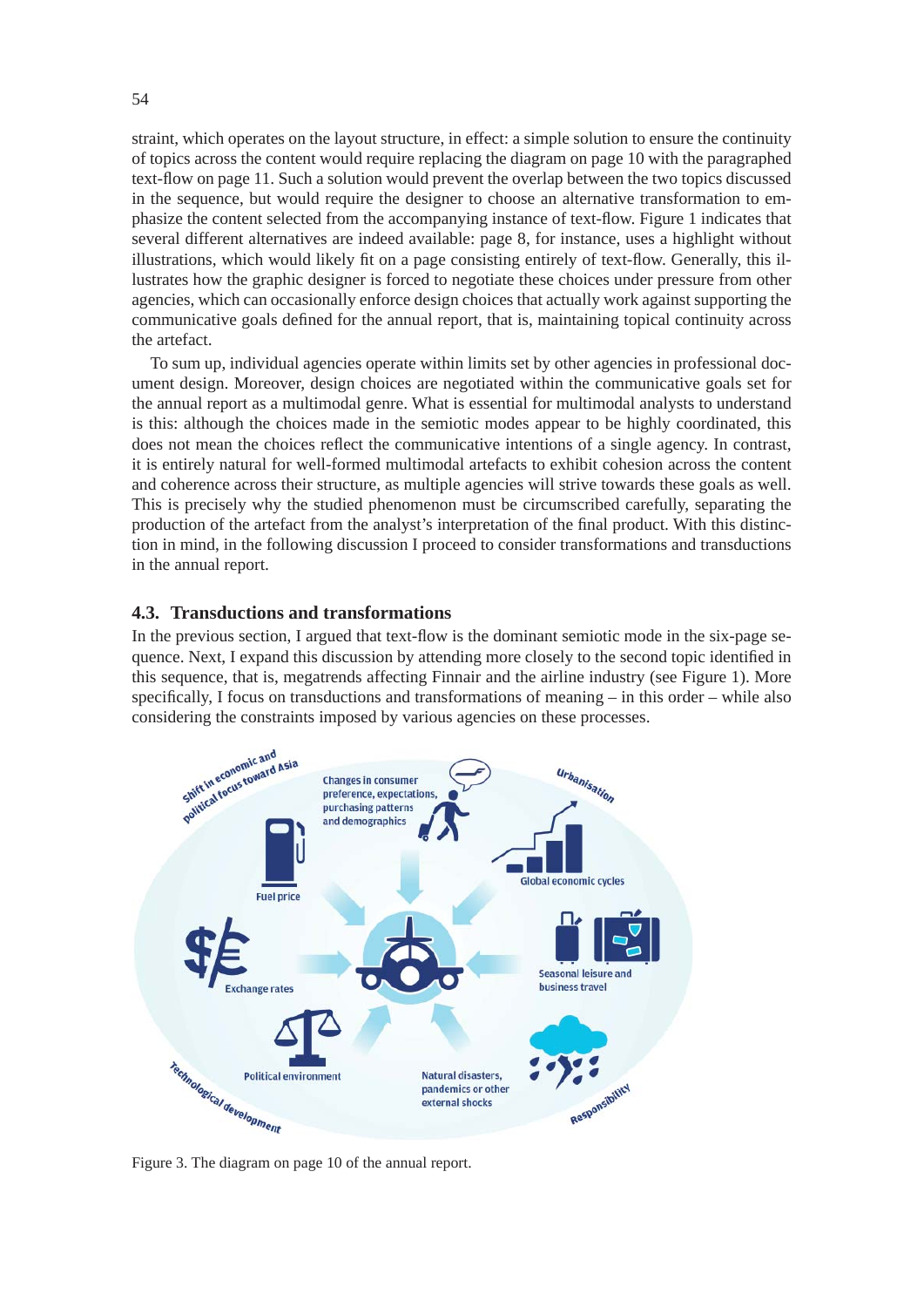straint, which operates on the layout structure, in effect: a simple solution to ensure the continuity of topics across the content would require replacing the diagram on page 10 with the paragraphed text-flow on page 11. Such a solution would prevent the overlap between the two topics discussed in the sequence, but would require the designer to choose an alternative transformation to emphasize the content selected from the accompanying instance of text-flow. Figure 1 indicates that several different alternatives are indeed available: page 8, for instance, uses a highlight without illustrations, which would likely fit on a page consisting entirely of text-flow. Generally, this illustrates how the graphic designer is forced to negotiate these choices under pressure from other agencies, which can occasionally enforce design choices that actually work against supporting the communicative goals defined for the annual report, that is, maintaining topical continuity across the artefact.

To sum up, individual agencies operate within limits set by other agencies in professional document design. Moreover, design choices are negotiated within the communicative goals set for the annual report as a multimodal genre. What is essential for multimodal analysts to understand is this: although the choices made in the semiotic modes appear to be highly coordinated, this does not mean the choices reflect the communicative intentions of a single agency. In contrast, it is entirely natural for well-formed multimodal artefacts to exhibit cohesion across the content and coherence across their structure, as multiple agencies will strive towards these goals as well. This is precisely why the studied phenomenon must be circumscribed carefully, separating the production of the artefact from the analyst's interpretation of the final product. With this distinction in mind, in the following discussion I proceed to consider transformations and transductions in the annual report.

### 4.3. Transductions and transformations

In the previous section, I argued that text-flow is the dominant semiotic mode in the six-page sequence. Next, I expand this discussion by attending more closely to the second topic identified in this sequence, that is, megatrends affecting Finnair and the airline industry (see Figure 1). More specifically, I focus on transductions and transformations of meaning – in this order – while also considering the constraints imposed by various agencies on these processes.

Figure 3. The diagram on page 10 of the annual report.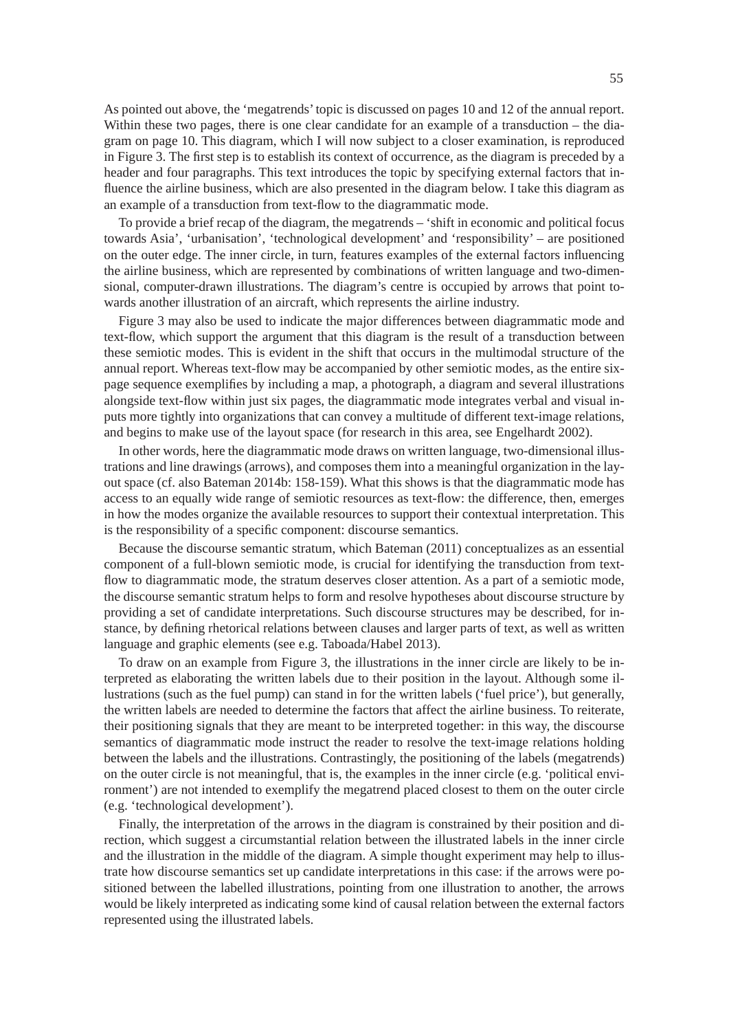As pointed out above, the 'megatrends' topic is discussed on pages 10 and 12 of the annual report. Within these two pages, there is one clear candidate for an example of a transduction – the diagram on page 10. This diagram, which I will now subject to a closer examination, is reproduced in Figure 3. The first step is to establish its context of occurrence, as the diagram is preceded by a header and four paragraphs. This text introduces the topic by specifying external factors that influence the airline business, which are also presented in the diagram below. I take this diagram as an example of a transduction from text-flow to the diagrammatic mode.

To provide a brief recap of the diagram, the megatrends – 'shift in economic and political focus towards Asia', 'urbanisation', 'technological development' and 'responsibility' – are positioned on the outer edge. The inner circle, in turn, features examples of the external factors influencing the airline business, which are represented by combinations of written language and two-dimensional, computer-drawn illustrations. The diagram's centre is occupied by arrows that point towards another illustration of an aircraft, which represents the airline industry.

Figure 3 may also be used to indicate the major differences between diagrammatic mode and text-flow, which support the argument that this diagram is the result of a transduction between these semiotic modes. This is evident in the shift that occurs in the multimodal structure of the annual report. Whereas text-flow may be accompanied by other semiotic modes, as the entire six-page sequence exemplifies by including a map, a photograph, a diagram and several illustrations alongside text-flow within just six pages, the diagrammatic mode integrates verbal and visual inputs more tightly into organizations that can convey a multitude of different text-image relations, and begins to make use of the layout space (for research in this area, see Engelhardt 2002).

In other words, here the diagrammatic mode draws on written language, two-dimensional illustrations and line drawings (arrows), and composes them into a meaningful organization in the layout space (cf. also Bateman 2014b: 158-159). What this shows is that the diagrammatic mode has access to an equally wide range of semiotic resources as text-flow: the difference, then, emerges in how the modes organize the available resources to support their contextual interpretation. This is the responsibility of a specific component: discourse semantics.

Because the discourse semantic stratum, which Bateman (2011) conceptualizes as an essential component of a full-blown semiotic mode, is crucial for identifying the transduction from text-flow to diagrammatic mode, the stratum deserves closer attention. As a part of a semiotic mode, the discourse semantic stratum helps to form and resolve hypotheses about discourse structure by providing a set of candidate interpretations. Such discourse structures may be described, for instance, by defining rhetorical relations between clauses and larger parts of text, as well as written language and graphic elements (see e.g. Taboada/Habel 2013).

To draw on an example from Figure 3, the illustrations in the inner circle are likely to be interpreted as elaborating the written labels due to their position in the layout. Although some illustrations (such as the fuel pump) can stand in for the written labels ('fuel price'), but generally, the written labels are needed to determine the factors that affect the airline business. To reiterate, their positioning signals that they are meant to be interpreted together: in this way, the discourse semantics of diagrammatic mode instruct the reader to resolve the text-image relations holding between the labels and the illustrations. Contrastingly, the positioning of the labels (megatrends) on the outer circle is not meaningful, that is, the examples in the inner circle (e.g. 'political environment') are not intended to exemplify the megatrend placed closest to them on the outer circle (e.g. 'technological development').

Finally, the interpretation of the arrows in the diagram is constrained by their position and direction, which suggest a circumstantial relation between the illustrated labels in the inner circle and the illustration in the middle of the diagram. A simple thought experiment may help to illustrate how discourse semantics set up candidate interpretations in this case: if the arrows were positioned between the labelled illustrations, pointing from one illustration to another, the arrows would be likely interpreted as indicating some kind of causal relation between the external factors represented using the illustrated labels.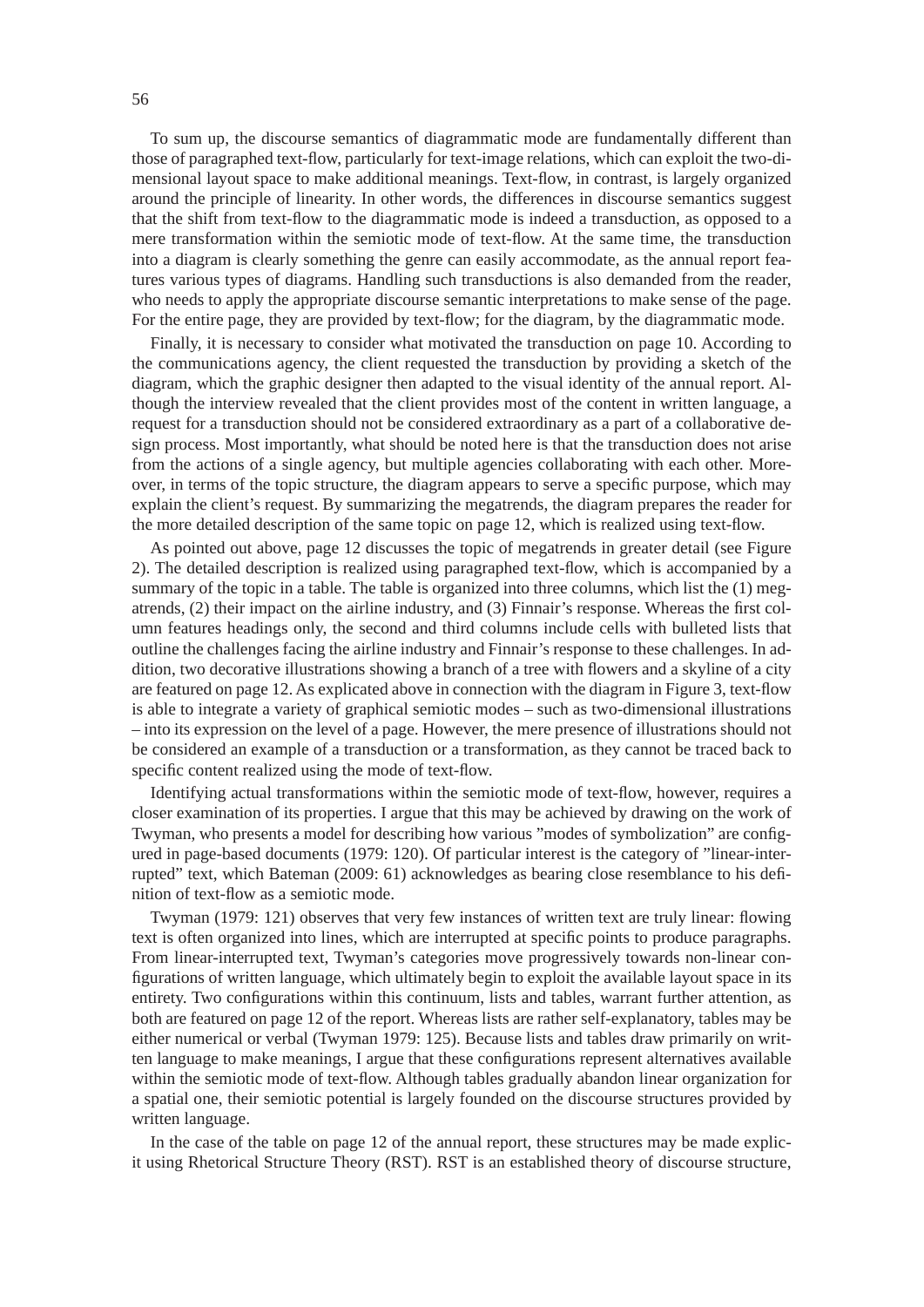To sum up, the discourse semantics of diagrammatic mode are fundamentally different than those of paragraphed text-flow, particularly for text-image relations, which can exploit the two-dimensional layout space to make additional meanings. Text-flow, in contrast, is largely organized around the principle of linearity. In other words, the differences in discourse semantics suggest that the shift from text-flow to the diagrammatic mode is indeed a transduction, as opposed to a mere transformation within the semiotic mode of text-flow. At the same time, the transduction into a diagram is clearly something the genre can easily accommodate, as the annual report features various types of diagrams. Handling such transductions is also demanded from the reader, who needs to apply the appropriate discourse semantic interpretations to make sense of the page. For the entire page, they are provided by text-flow; for the diagram, by the diagrammatic mode.

Finally, it is necessary to consider what motivated the transduction on page 10. According to the communications agency, the client requested the transduction by providing a sketch of the diagram, which the graphic designer then adapted to the visual identity of the annual report. Although the interview revealed that the client provides most of the content in written language, a request for a transduction should not be considered extraordinary as a part of a collaborative design process. Most importantly, what should be noted here is that the transduction does not arise from the actions of a single agency, but multiple agencies collaborating with each other. Moreover, in terms of the topic structure, the diagram appears to serve a specific purpose, which may explain the client's request. By summarizing the megatrends, the diagram prepares the reader for the more detailed description of the same topic on page 12, which is realized using text-flow.

As pointed out above, page 12 discusses the topic of megatrends in greater detail (see Figure 2). The detailed description is realized using paragraphed text-flow, which is accompanied by a summary of the topic in a table. The table is organized into three columns, which list the (1) megatrends, (2) their impact on the airline industry, and (3) Finnair's response. Whereas the first column features headings only, the second and third columns include cells with bulleted lists that outline the challenges facing the airline industry and Finnair's response to these challenges. In addition, two decorative illustrations showing a branch of a tree with flowers and a skyline of a city are featured on page 12. As explicated above in connection with the diagram in Figure 3, text-flow is able to integrate a variety of graphical semiotic modes – such as two-dimensional illustrations – into its expression on the level of a page. However, the mere presence of illustrations should not be considered an example of a transduction or a transformation, as they cannot be traced back to specific content realized using the mode of text-flow.

Identifying actual transformations within the semiotic mode of text-flow, however, requires a closer examination of its properties. I argue that this may be achieved by drawing on the work of Twyman, who presents a model for describing how various "modes of symbolization" are configured in page-based documents (1979: 120). Of particular interest is the category of "linear-interrupted" text, which Bateman (2009: 61) acknowledges as bearing close resemblance to his definition of text-flow as a semiotic mode.

Twyman (1979: 121) observes that very few instances of written text are truly linear: flowing text is often organized into lines, which are interrupted at specific points to produce paragraphs. From linear-interrupted text, Twyman's categories move progressively towards non-linear configurations of written language, which ultimately begin to exploit the available layout space in its entirety. Two configurations within this continuum, lists and tables, warrant further attention, as both are featured on page 12 of the report. Whereas lists are rather self-explanatory, tables may be either numerical or verbal (Twyman 1979: 125). Because lists and tables draw primarily on written language to make meanings, I argue that these configurations represent alternatives available within the semiotic mode of text-flow. Although tables gradually abandon linear organization for a spatial one, their semiotic potential is largely founded on the discourse structures provided by written language.

In the case of the table on page 12 of the annual report, these structures may be made explicit using Rhetorical Structure Theory (RST). RST is an established theory of discourse structure,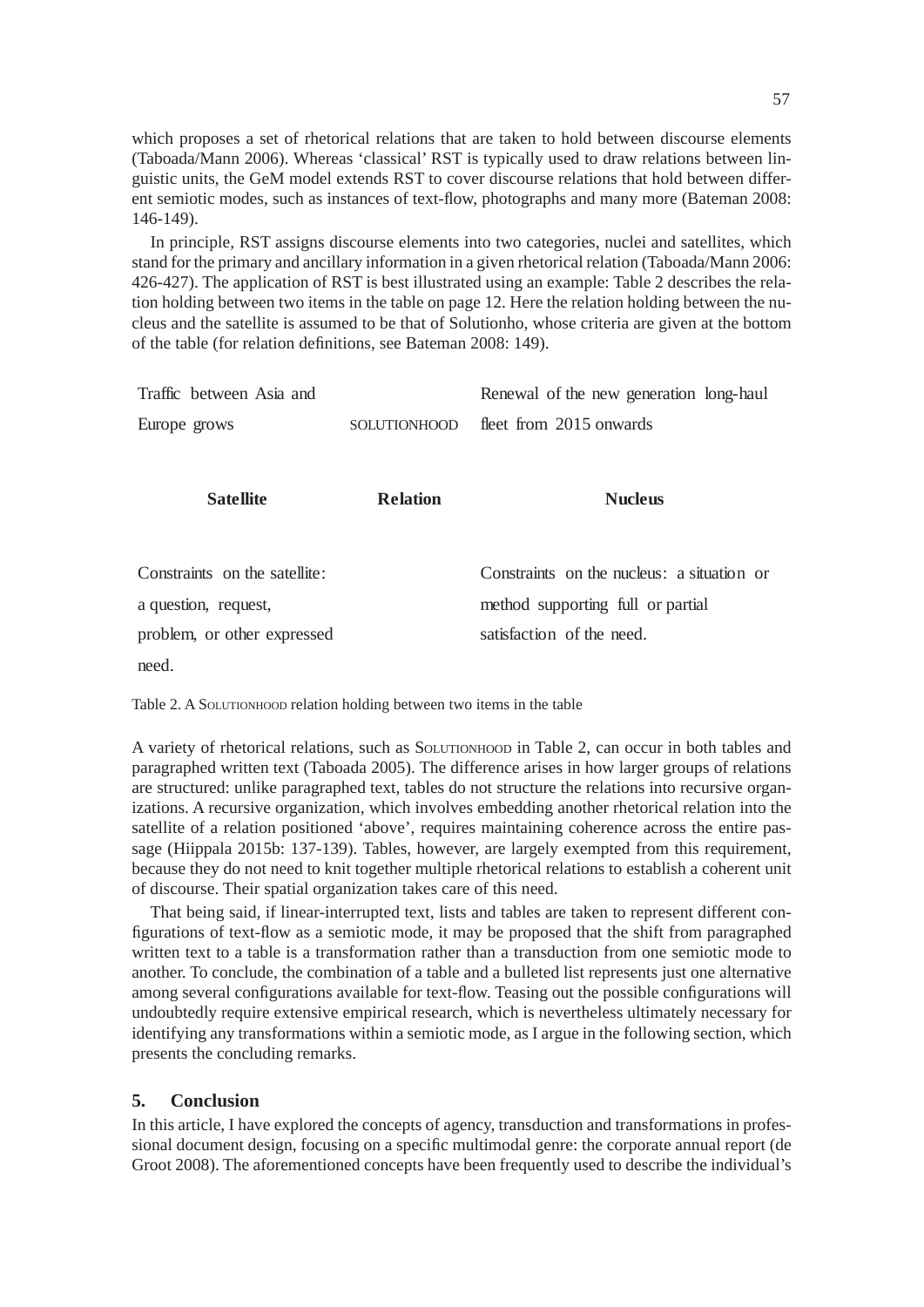which proposes a set of rhetorical relations that are taken to hold between discourse elements (Taboada/Mann 2006). Whereas 'classical' RST is typically used to draw relations between linguistic units, the GeM model extends RST to cover discourse relations that hold between different semiotic modes, such as instances of text-flow, photographs and many more (Bateman 2008: 146-149).

In principle, RST assigns discourse elements into two categories, nuclei and satellites, which stand for the primary and ancillary information in a given rhetorical relation (Taboada/Mann 2006: 426-427). The application of RST is best illustrated using an example: Table 2 describes the relation holding between two items in the table on page 12. Here the relation holding between the nucleus and the satellite is assumed to be that of Solutionho, whose criteria are given at the bottom of the table (for relation definitions, see Bateman 2008: 149).

| Traffic between Asia and Europe grows | SOLUTIONHOOD | Renewal of the new generation long-haul fleet from 2015 onwards |
|---|---|---|
| **Satellite** | **Relation** | **Nucleus** |
| Constraints on the satellite: a question, request, problem, or other expressed need. | | Constraints on the nucleus: a situation or method supporting full or partial satisfaction of the need. |

Table 2. A SOLUTIONHOOD relation holding between two items in the table

A variety of rhetorical relations, such as SOLUTIONHOOD in Table 2, can occur in both tables and paragraphed written text (Taboada 2005). The difference arises in how larger groups of relations are structured: unlike paragraphed text, tables do not structure the relations into recursive organizations. A recursive organization, which involves embedding another rhetorical relation into the satellite of a relation positioned 'above', requires maintaining coherence across the entire passage (Hiippala 2015b: 137-139). Tables, however, are largely exempted from this requirement, because they do not need to knit together multiple rhetorical relations to establish a coherent unit of discourse. Their spatial organization takes care of this need.

That being said, if linear-interrupted text, lists and tables are taken to represent different configurations of text-flow as a semiotic mode, it may be proposed that the shift from paragraphed written text to a table is a transformation rather than a transduction from one semiotic mode to another. To conclude, the combination of a table and a bulleted list represents just one alternative among several configurations available for text-flow. Teasing out the possible configurations will undoubtedly require extensive empirical research, which is nevertheless ultimately necessary for identifying any transformations within a semiotic mode, as I argue in the following section, which presents the concluding remarks.

## 5. Conclusion

In this article, I have explored the concepts of agency, transduction and transformations in professional document design, focusing on a specific multimodal genre: the corporate annual report (de Groot 2008). The aforementioned concepts have been frequently used to describe the individual's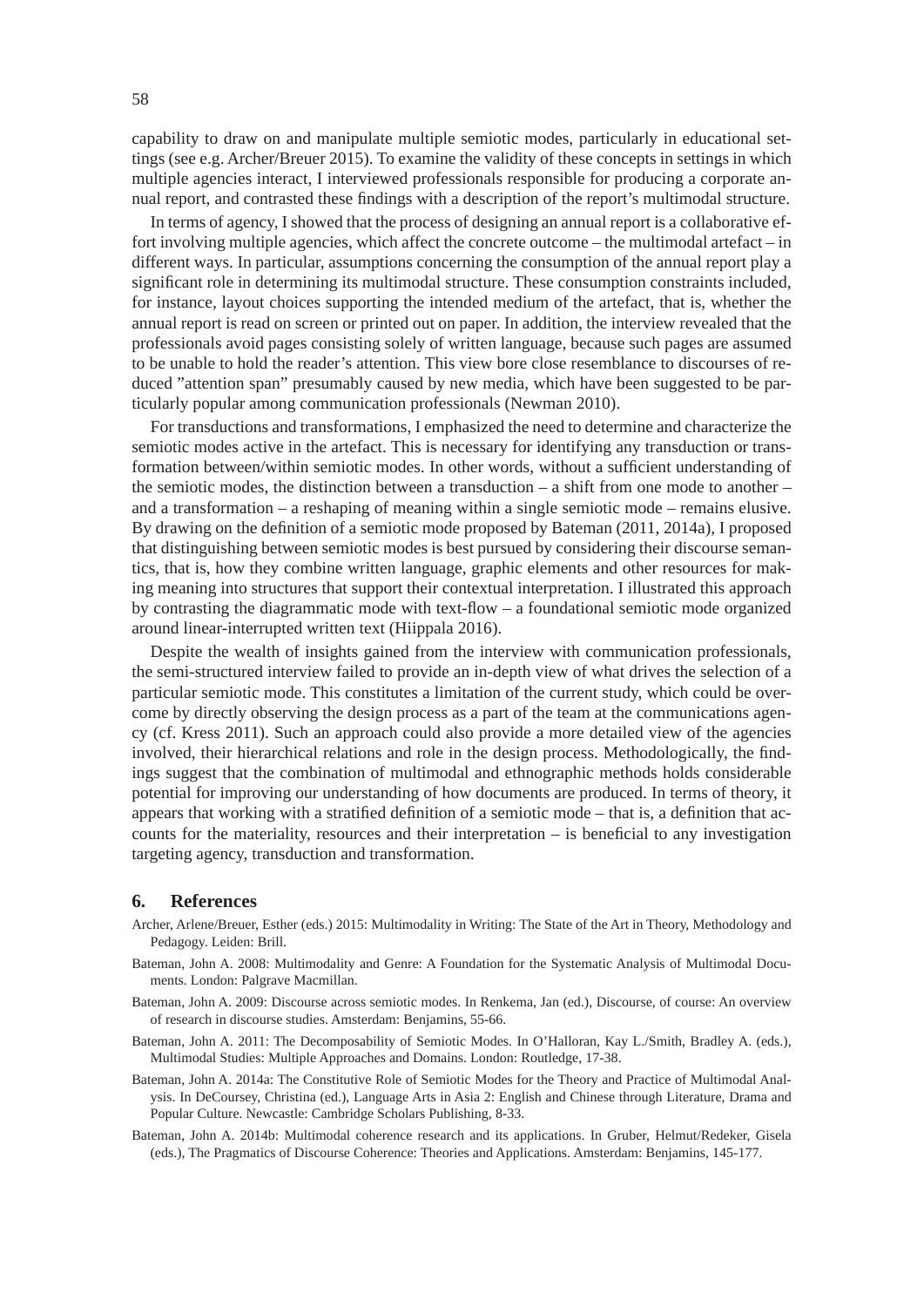capability to draw on and manipulate multiple semiotic modes, particularly in educational settings (see e.g. Archer/Breuer 2015). To examine the validity of these concepts in settings in which multiple agencies interact, I interviewed professionals responsible for producing a corporate annual report, and contrasted these findings with a description of the report's multimodal structure.

In terms of agency, I showed that the process of designing an annual report is a collaborative effort involving multiple agencies, which affect the concrete outcome – the multimodal artefact – in different ways. In particular, assumptions concerning the consumption of the annual report play a significant role in determining its multimodal structure. These consumption constraints included, for instance, layout choices supporting the intended medium of the artefact, that is, whether the annual report is read on screen or printed out on paper. In addition, the interview revealed that the professionals avoid pages consisting solely of written language, because such pages are assumed to be unable to hold the reader's attention. This view bore close resemblance to discourses of reduced "attention span" presumably caused by new media, which have been suggested to be particularly popular among communication professionals (Newman 2010).

For transductions and transformations, I emphasized the need to determine and characterize the semiotic modes active in the artefact. This is necessary for identifying any transduction or transformation between/within semiotic modes. In other words, without a sufficient understanding of the semiotic modes, the distinction between a transduction – a shift from one mode to another – and a transformation – a reshaping of meaning within a single semiotic mode – remains elusive. By drawing on the definition of a semiotic mode proposed by Bateman (2011, 2014a), I proposed that distinguishing between semiotic modes is best pursued by considering their discourse semantics, that is, how they combine written language, graphic elements and other resources for making meaning into structures that support their contextual interpretation. I illustrated this approach by contrasting the diagrammatic mode with text-flow – a foundational semiotic mode organized around linear-interrupted written text (Hiippala 2016).

Despite the wealth of insights gained from the interview with communication professionals, the semi-structured interview failed to provide an in-depth view of what drives the selection of a particular semiotic mode. This constitutes a limitation of the current study, which could be overcome by directly observing the design process as a part of the team at the communications agency (cf. Kress 2011). Such an approach could also provide a more detailed view of the agencies involved, their hierarchical relations and role in the design process. Methodologically, the findings suggest that the combination of multimodal and ethnographic methods holds considerable potential for improving our understanding of how documents are produced. In terms of theory, it appears that working with a stratified definition of a semiotic mode – that is, a definition that accounts for the materiality, resources and their interpretation – is beneficial to any investigation targeting agency, transduction and transformation.

## 6. References

Archer, Arlene/Breuer, Esther (eds.) 2015: Multimodality in Writing: The State of the Art in Theory, Methodology and Pedagogy. Leiden: Brill.

Bateman, John A. 2008: Multimodality and Genre: A Foundation for the Systematic Analysis of Multimodal Documents. London: Palgrave Macmillan.

Bateman, John A. 2009: Discourse across semiotic modes. In Renkema, Jan (ed.), Discourse, of course: An overview of research in discourse studies. Amsterdam: Benjamins, 55-66.

Bateman, John A. 2011: The Decomposability of Semiotic Modes. In O'Halloran, Kay L./Smith, Bradley A. (eds.), Multimodal Studies: Multiple Approaches and Domains. London: Routledge, 17-38.

Bateman, John A. 2014a: The Constitutive Role of Semiotic Modes for the Theory and Practice of Multimodal Analysis. In DeCoursey, Christina (ed.), Language Arts in Asia 2: English and Chinese through Literature, Drama and Popular Culture. Newcastle: Cambridge Scholars Publishing, 8-33.

Bateman, John A. 2014b: Multimodal coherence research and its applications. In Gruber, Helmut/Redeker, Gisela (eds.), The Pragmatics of Discourse Coherence: Theories and Applications. Amsterdam: Benjamins, 145-177.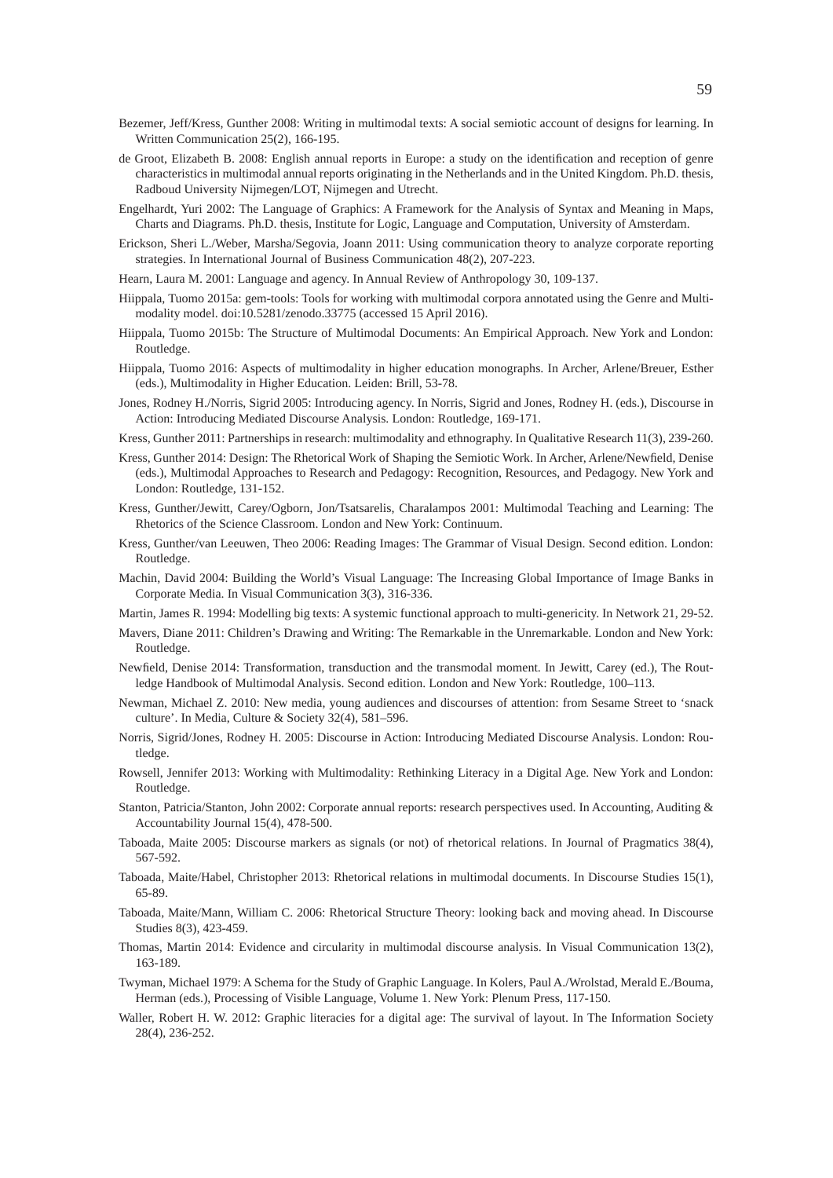Bezemer, Jeff/Kress, Gunther 2008: Writing in multimodal texts: A social semiotic account of designs for learning. In Written Communication 25(2), 166-195.

de Groot, Elizabeth B. 2008: English annual reports in Europe: a study on the identification and reception of genre characteristics in multimodal annual reports originating in the Netherlands and in the United Kingdom. Ph.D. thesis, Radboud University Nijmegen/LOT, Nijmegen and Utrecht.

Engelhardt, Yuri 2002: The Language of Graphics: A Framework for the Analysis of Syntax and Meaning in Maps, Charts and Diagrams. Ph.D. thesis, Institute for Logic, Language and Computation, University of Amsterdam.

Erickson, Sheri L./Weber, Marsha/Segovia, Joann 2011: Using communication theory to analyze corporate reporting strategies. In International Journal of Business Communication 48(2), 207-223.

Hearn, Laura M. 2001: Language and agency. In Annual Review of Anthropology 30, 109-137.

Hiippala, Tuomo 2015a: gem-tools: Tools for working with multimodal corpora annotated using the Genre and Multimodality model. doi:10.5281/zenodo.33775 (accessed 15 April 2016).

Hiippala, Tuomo 2015b: The Structure of Multimodal Documents: An Empirical Approach. New York and London: Routledge.

Hiippala, Tuomo 2016: Aspects of multimodality in higher education monographs. In Archer, Arlene/Breuer, Esther (eds.), Multimodality in Higher Education. Leiden: Brill, 53-78.

Jones, Rodney H./Norris, Sigrid 2005: Introducing agency. In Norris, Sigrid and Jones, Rodney H. (eds.), Discourse in Action: Introducing Mediated Discourse Analysis. London: Routledge, 169-171.

Kress, Gunther 2011: Partnerships in research: multimodality and ethnography. In Qualitative Research 11(3), 239-260.

Kress, Gunther 2014: Design: The Rhetorical Work of Shaping the Semiotic Work. In Archer, Arlene/Newfield, Denise (eds.), Multimodal Approaches to Research and Pedagogy: Recognition, Resources, and Pedagogy. New York and London: Routledge, 131-152.

Kress, Gunther/Jewitt, Carey/Ogborn, Jon/Tsatsarelis, Charalampos 2001: Multimodal Teaching and Learning: The Rhetorics of the Science Classroom. London and New York: Continuum.

Kress, Gunther/van Leeuwen, Theo 2006: Reading Images: The Grammar of Visual Design. Second edition. London: Routledge.

Machin, David 2004: Building the World's Visual Language: The Increasing Global Importance of Image Banks in Corporate Media. In Visual Communication 3(3), 316-336.

Martin, James R. 1994: Modelling big texts: A systemic functional approach to multi-genericity. In Network 21, 29-52.

Mavers, Diane 2011: Children's Drawing and Writing: The Remarkable in the Unremarkable. London and New York: Routledge.

Newfield, Denise 2014: Transformation, transduction and the transmodal moment. In Jewitt, Carey (ed.), The Routledge Handbook of Multimodal Analysis. Second edition. London and New York: Routledge, 100–113.

Newman, Michael Z. 2010: New media, young audiences and discourses of attention: from Sesame Street to 'snack culture'. In Media, Culture & Society 32(4), 581–596.

Norris, Sigrid/Jones, Rodney H. 2005: Discourse in Action: Introducing Mediated Discourse Analysis. London: Routledge.

Rowsell, Jennifer 2013: Working with Multimodality: Rethinking Literacy in a Digital Age. New York and London: Routledge.

Stanton, Patricia/Stanton, John 2002: Corporate annual reports: research perspectives used. In Accounting, Auditing & Accountability Journal 15(4), 478-500.

Taboada, Maite 2005: Discourse markers as signals (or not) of rhetorical relations. In Journal of Pragmatics 38(4), 567-592.

Taboada, Maite/Habel, Christopher 2013: Rhetorical relations in multimodal documents. In Discourse Studies 15(1), 65-89.

Taboada, Maite/Mann, William C. 2006: Rhetorical Structure Theory: looking back and moving ahead. In Discourse Studies 8(3), 423-459.

Thomas, Martin 2014: Evidence and circularity in multimodal discourse analysis. In Visual Communication 13(2), 163-189.

Twyman, Michael 1979: A Schema for the Study of Graphic Language. In Kolers, Paul A./Wrolstad, Merald E./Bouma, Herman (eds.), Processing of Visible Language, Volume 1. New York: Plenum Press, 117-150.

Waller, Robert H. W. 2012: Graphic literacies for a digital age: The survival of layout. In The Information Society 28(4), 236-252.